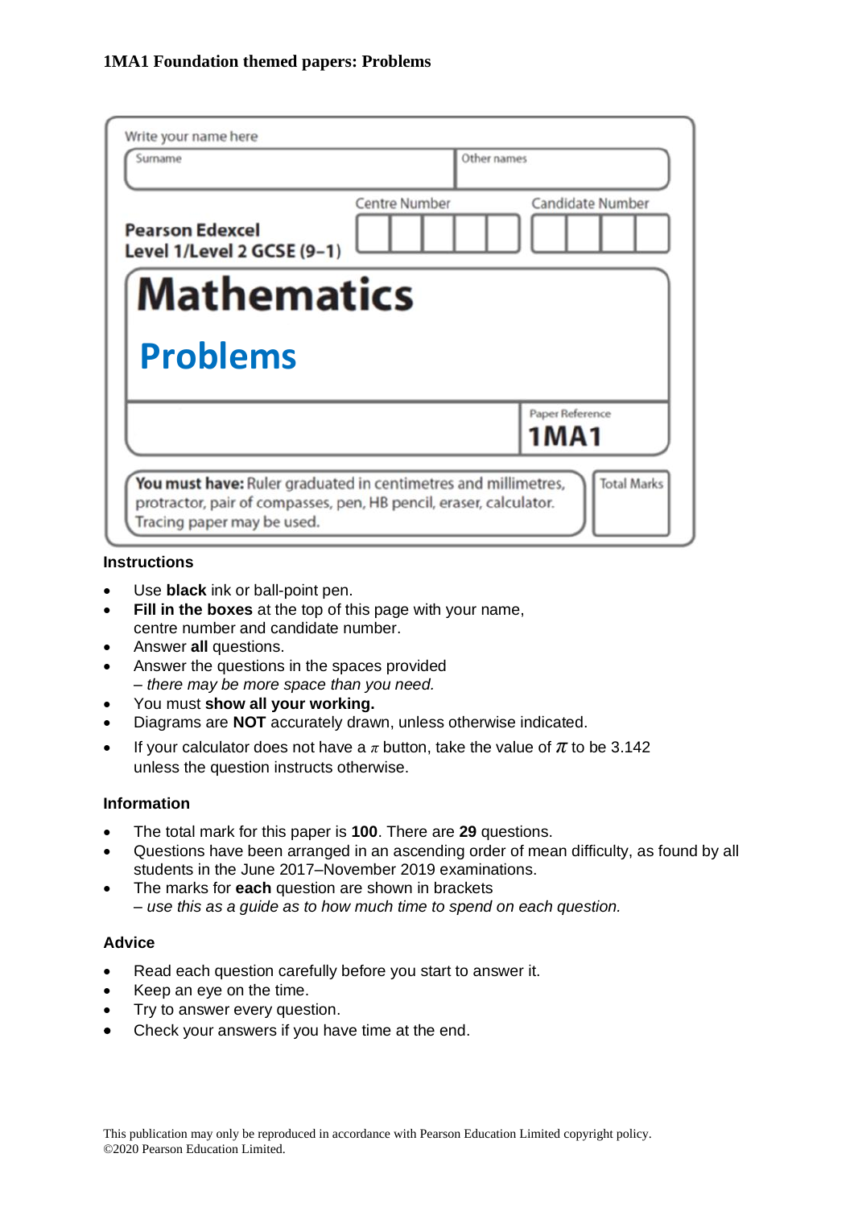**1MA1 Foundation themed papers: Problems**

Write your name here

| Surname | Other names |
| --- | --- |
| | |

**Pearson Edexcel**
**Level 1/Level 2 GCSE (9–1)**

Centre Number | Candidate Number

# Mathematics

## Problems

Paper Reference
**1MA1**

**You must have:** Ruler graduated in centimetres and millimetres, protractor, pair of compasses, pen, HB pencil, eraser, calculator. Tracing paper may be used.

Total Marks

### Instructions

- Use **black** ink or ball-point pen.
- **Fill in the boxes** at the top of this page with your name, centre number and candidate number.
- Answer **all** questions.
- Answer the questions in the spaces provided
  *– there may be more space than you need.*
- You must **show all your working.**
- Diagrams are **NOT** accurately drawn, unless otherwise indicated.
- If your calculator does not have a $\pi$ button, take the value of $\pi$ to be 3.142 unless the question instructs otherwise.

### Information

- The total mark for this paper is **100**. There are **29** questions.
- Questions have been arranged in an ascending order of mean difficulty, as found by all students in the June 2017–November 2019 examinations.
- The marks for **each** question are shown in brackets
  *– use this as a guide as to how much time to spend on each question.*

### Advice

- Read each question carefully before you start to answer it.
- Keep an eye on the time.
- Try to answer every question.
- Check your answers if you have time at the end.

This publication may only be reproduced in accordance with Pearson Education Limited copyright policy.
©2020 Pearson Education Limited.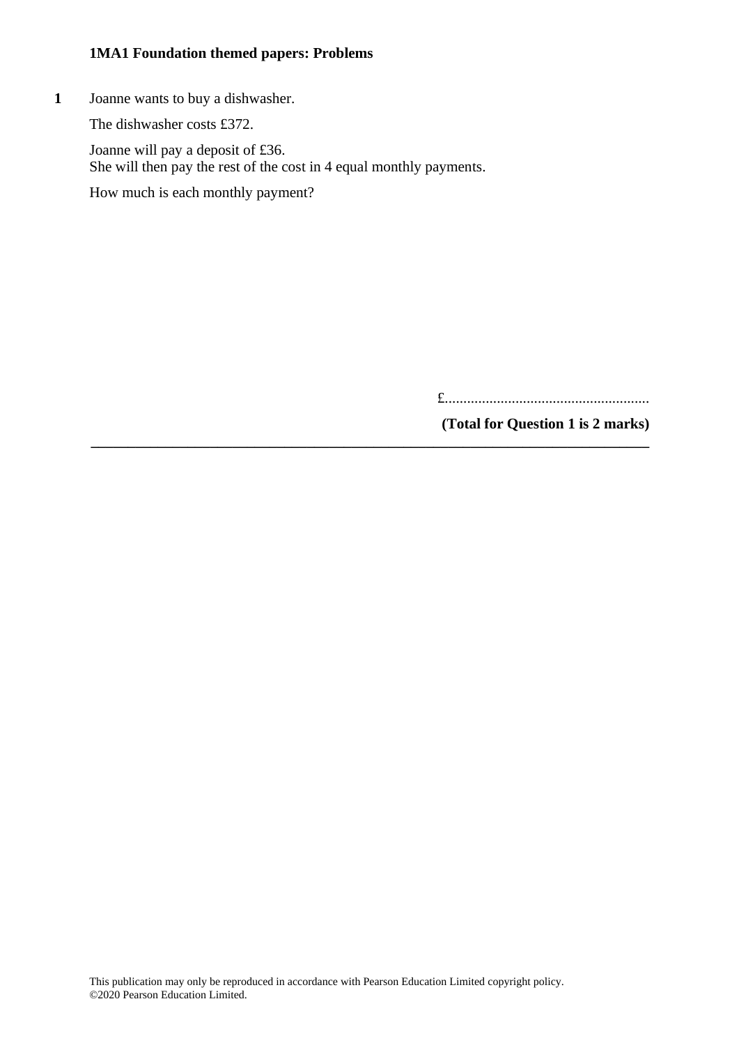**1MA1 Foundation themed papers: Problems**

**1** Joanne wants to buy a dishwasher.

The dishwasher costs £372.

Joanne will pay a deposit of £36.
She will then pay the rest of the cost in 4 equal monthly payments.

How much is each monthly payment?

£.......................................................

**(Total for Question 1 is 2 marks)**

---

This publication may only be reproduced in accordance with Pearson Education Limited copyright policy.
©2020 Pearson Education Limited.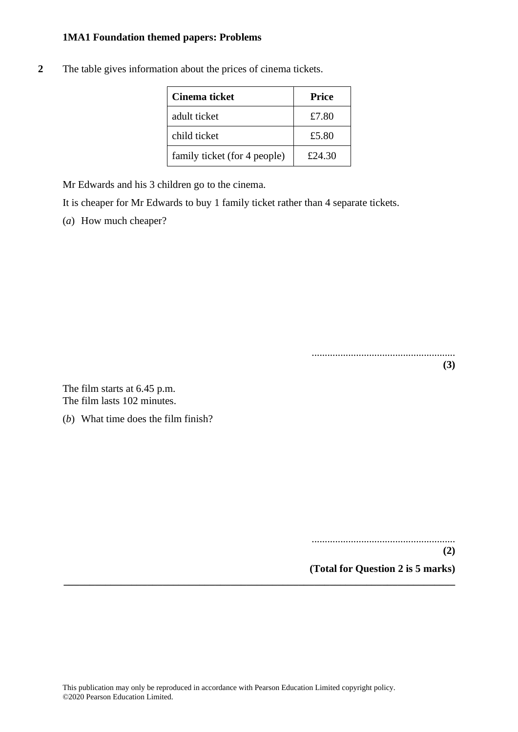**2** The table gives information about the prices of cinema tickets.

| **Cinema ticket** | **Price** |
|---|---|
| adult ticket | £7.80 |
| child ticket | £5.80 |
| family ticket (for 4 people) | £24.30 |

Mr Edwards and his 3 children go to the cinema.

It is cheaper for Mr Edwards to buy 1 family ticket rather than 4 separate tickets.

(*a*) How much cheaper?

.......................................................

**(3)**

The film starts at 6.45 p.m.
The film lasts 102 minutes.

(*b*) What time does the film finish?

.......................................................

**(2)**

**(Total for Question 2 is 5 marks)**

---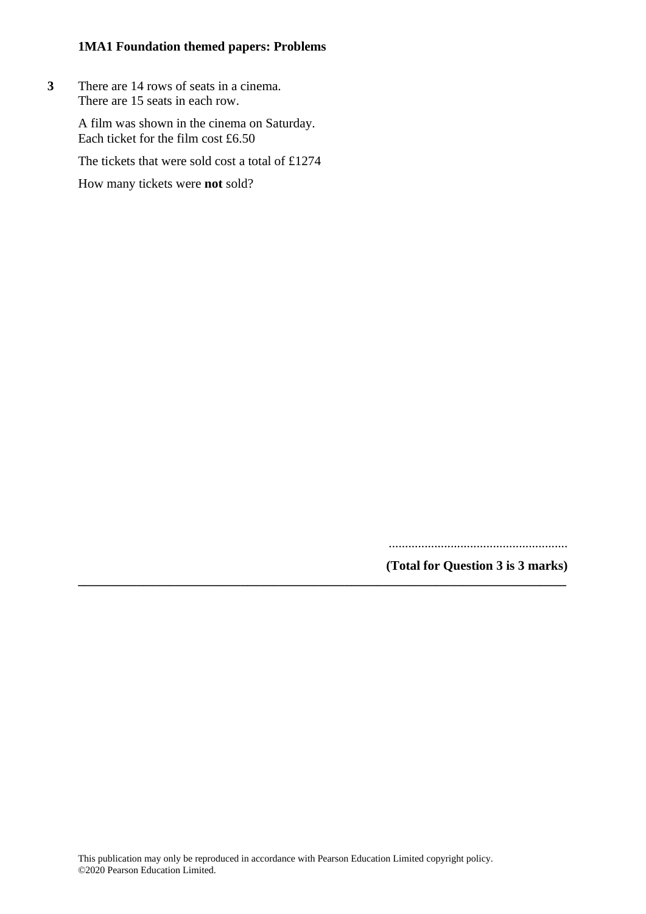**3** There are 14 rows of seats in a cinema.
There are 15 seats in each row.

A film was shown in the cinema on Saturday.
Each ticket for the film cost £6.50

The tickets that were sold cost a total of £1274

How many tickets were **not** sold?

.......................................................

**(Total for Question 3 is 3 marks)**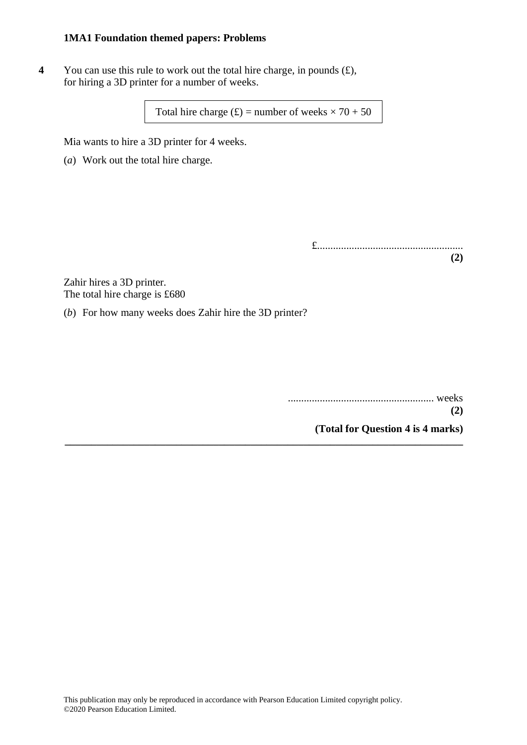**4** You can use this rule to work out the total hire charge, in pounds (£), for hiring a 3D printer for a number of weeks.

| Total hire charge (£) = number of weeks × 70 + 50 |
|---|

Mia wants to hire a 3D printer for 4 weeks.

(*a*) Work out the total hire charge.

£.......................................................
**(2)**

Zahir hires a 3D printer.
The total hire charge is £680

(*b*) For how many weeks does Zahir hire the 3D printer?

....................................................... weeks
**(2)**

**(Total for Question 4 is 4 marks)**

---

This publication may only be reproduced in accordance with Pearson Education Limited copyright policy.
©2020 Pearson Education Limited.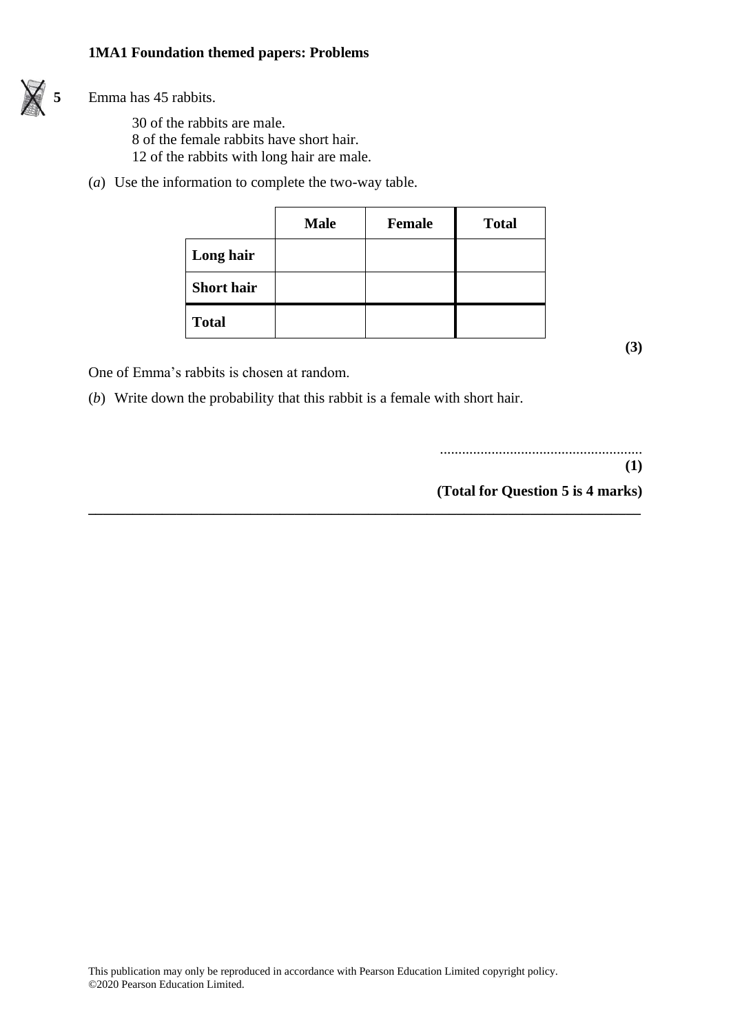**5** Emma has 45 rabbits.

30 of the rabbits are male.
8 of the female rabbits have short hair.
12 of the rabbits with long hair are male.

(*a*) Use the information to complete the two-way table.

| | **Male** | **Female** | **Total** |
|---|---|---|---|
| **Long hair** | | | |
| **Short hair** | | | |
| **Total** | | | |

**(3)**

One of Emma's rabbits is chosen at random.

(*b*) Write down the probability that this rabbit is a female with short hair.

.......................................................
**(1)**

**(Total for Question 5 is 4 marks)**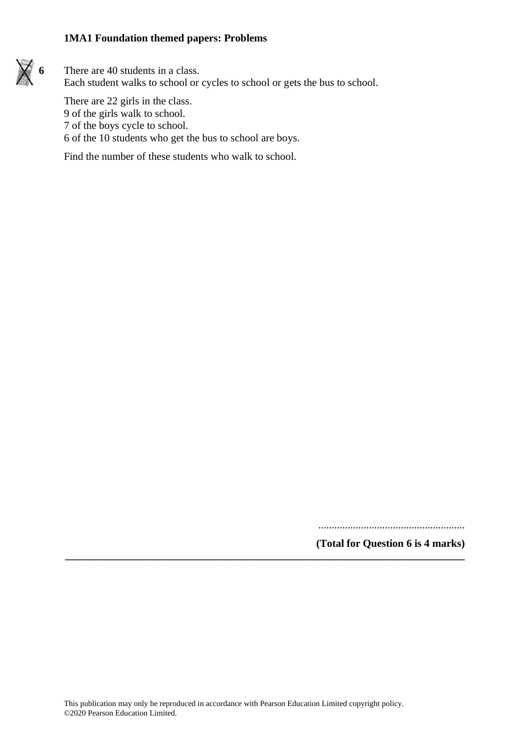**6** There are 40 students in a class.
Each student walks to school or cycles to school or gets the bus to school.

There are 22 girls in the class.
9 of the girls walk to school.
7 of the boys cycle to school.
6 of the 10 students who get the bus to school are boys.

Find the number of these students who walk to school.

.......................................................

**(Total for Question 6 is 4 marks)**

---

This publication may only be reproduced in accordance with Pearson Education Limited copyright policy.
©2020 Pearson Education Limited.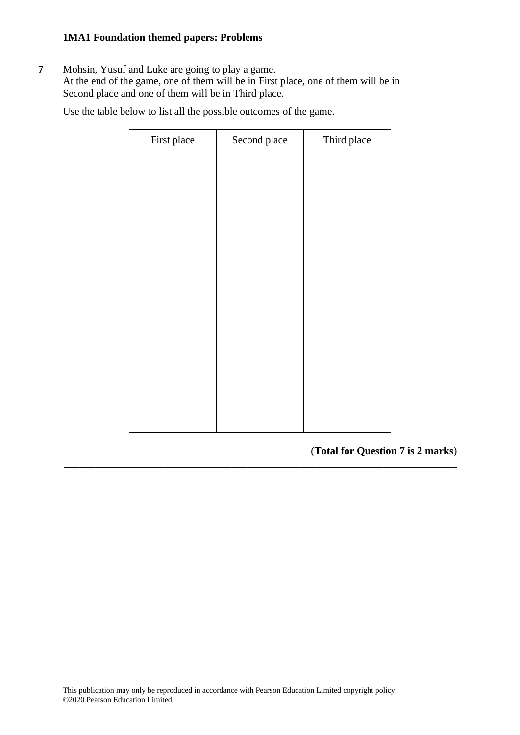**7** Mohsin, Yusuf and Luke are going to play a game.
At the end of the game, one of them will be in First place, one of them will be in Second place and one of them will be in Third place.

Use the table below to list all the possible outcomes of the game.

| First place | Second place | Third place |
| --- | --- | --- |
| | | |

(**Total for Question 7 is 2 marks**)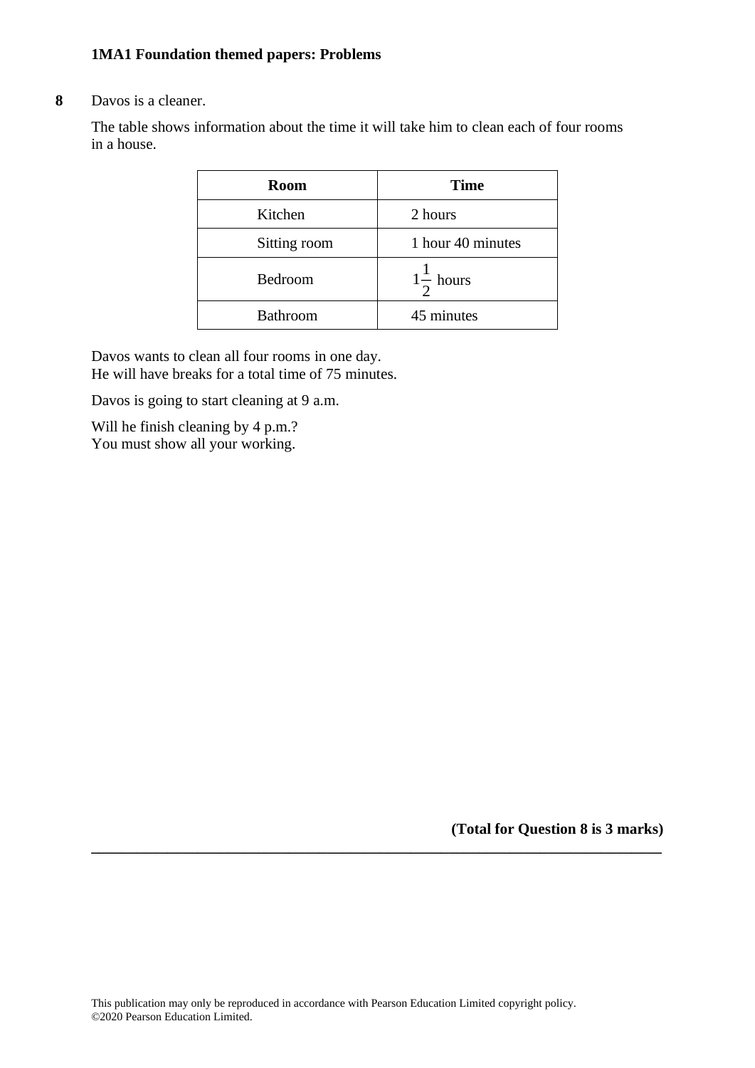**8** Davos is a cleaner.

The table shows information about the time it will take him to clean each of four rooms in a house.

| Room | Time |
|---|---|
| Kitchen | 2 hours |
| Sitting room | 1 hour 40 minutes |
| Bedroom | $1\frac{1}{2}$ hours |
| Bathroom | 45 minutes |

Davos wants to clean all four rooms in one day.
He will have breaks for a total time of 75 minutes.

Davos is going to start cleaning at 9 a.m.

Will he finish cleaning by 4 p.m.?
You must show all your working.

**(Total for Question 8 is 3 marks)**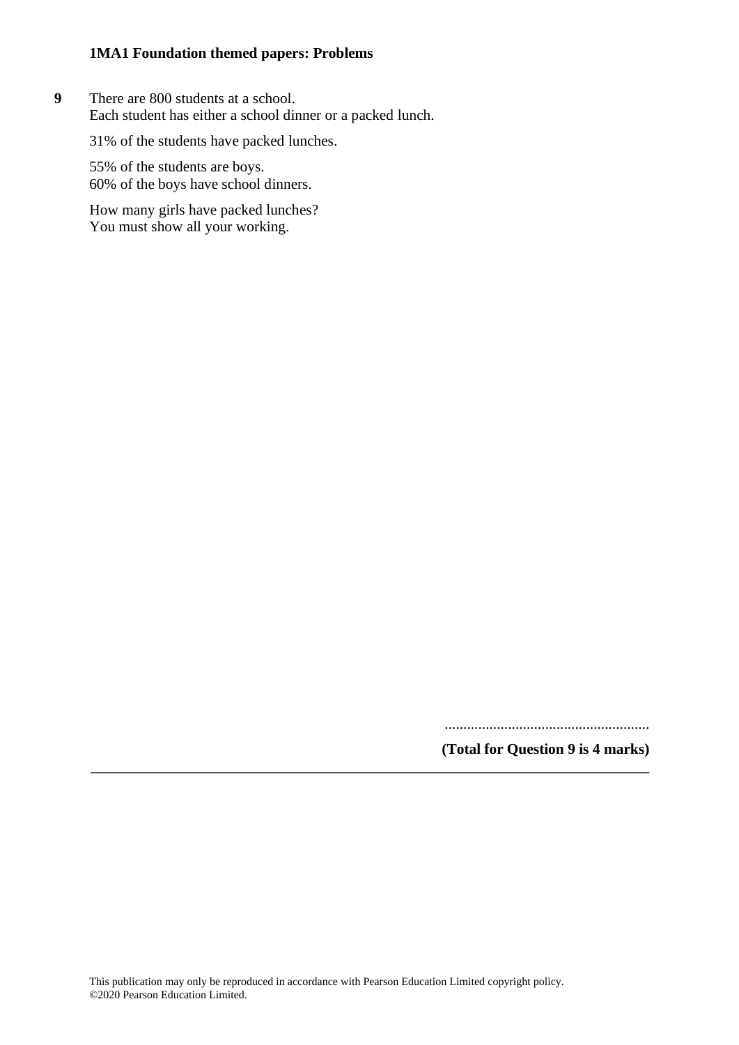**9** There are 800 students at a school.
Each student has either a school dinner or a packed lunch.

31% of the students have packed lunches.

55% of the students are boys.
60% of the boys have school dinners.

How many girls have packed lunches?
You must show all your working.

......................................................

**(Total for Question 9 is 4 marks)**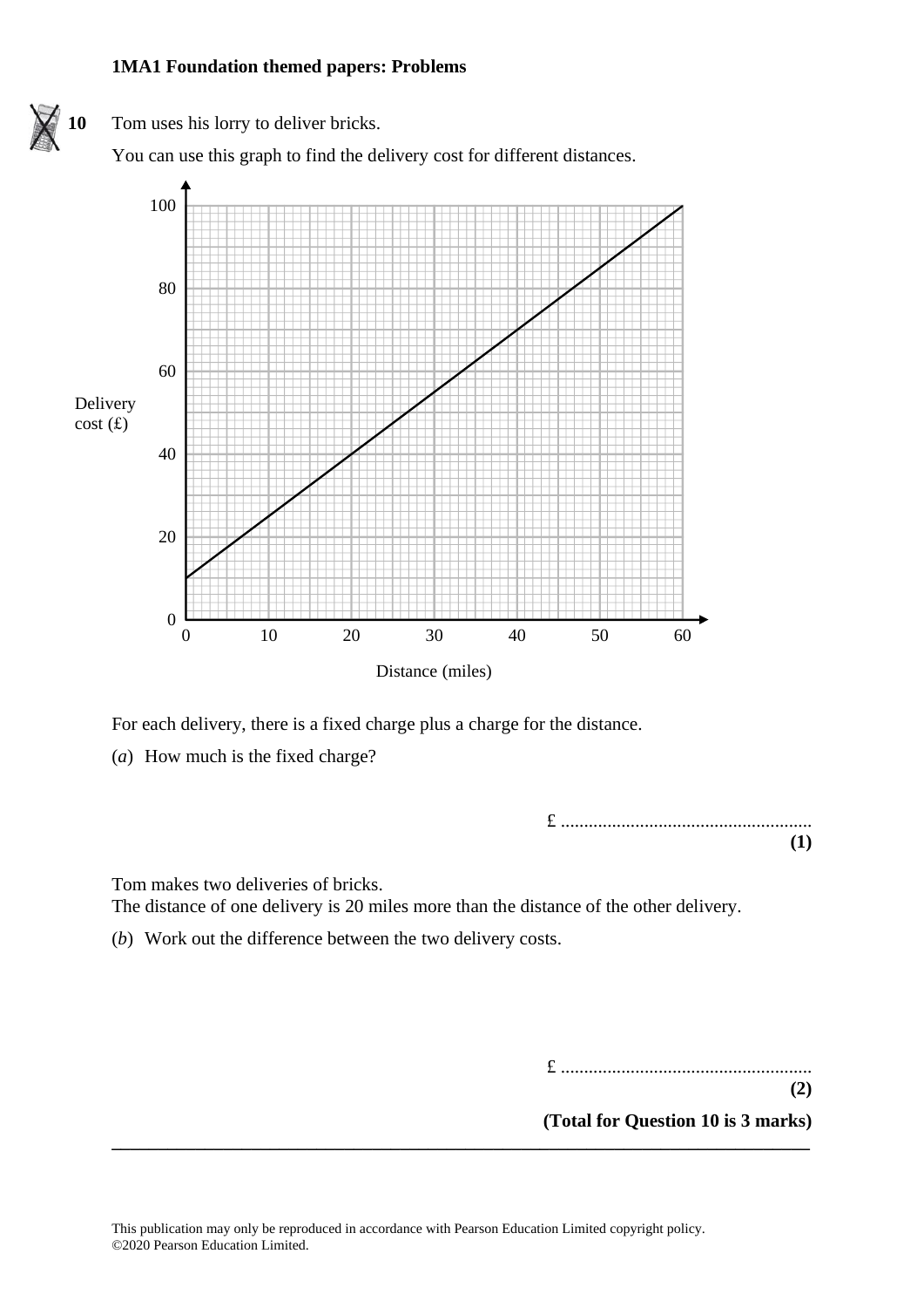**10** Tom uses his lorry to deliver bricks.

You can use this graph to find the delivery cost for different distances.

For each delivery, there is a fixed charge plus a charge for the distance.

(*a*) How much is the fixed charge?

£ ......................................................
**(1)**

Tom makes two deliveries of bricks.
The distance of one delivery is 20 miles more than the distance of the other delivery.

(*b*) Work out the difference between the two delivery costs.

£ ......................................................
**(2)**

**(Total for Question 10 is 3 marks)**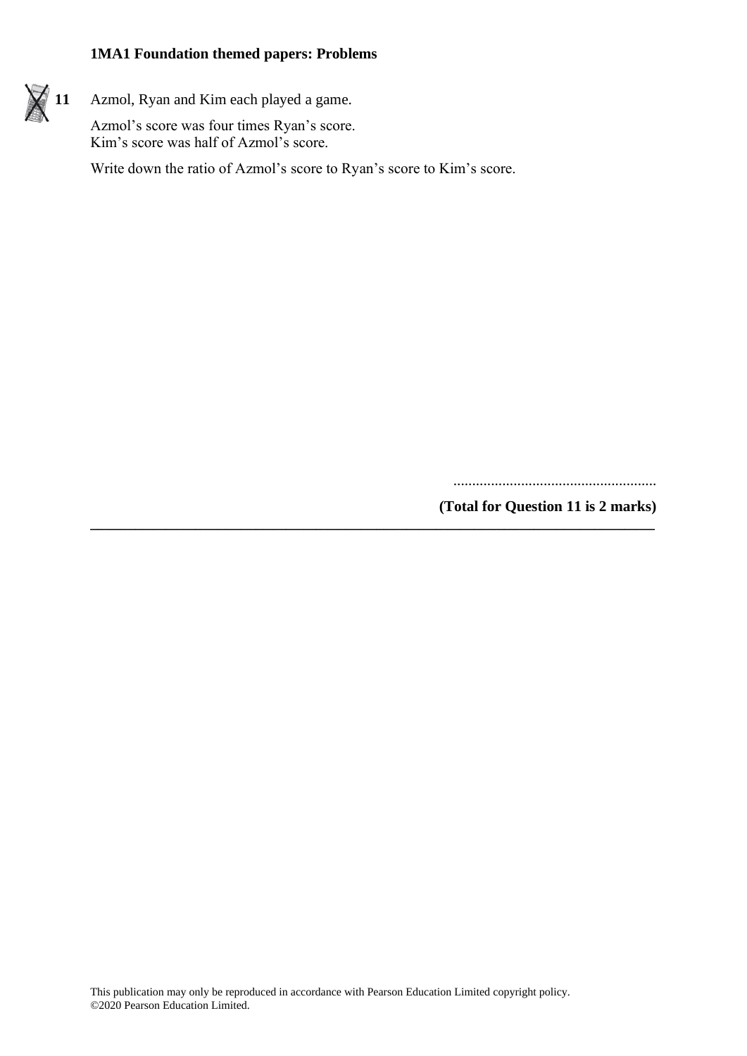**11** Azmol, Ryan and Kim each played a game.

Azmol's score was four times Ryan's score.
Kim's score was half of Azmol's score.

Write down the ratio of Azmol's score to Ryan's score to Kim's score.

......................................................

**(Total for Question 11 is 2 marks)**

---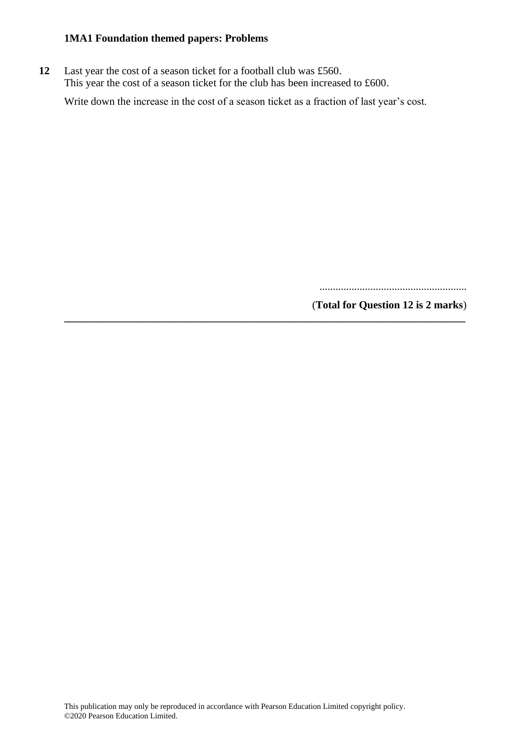**12** Last year the cost of a season ticket for a football club was £560.
This year the cost of a season ticket for the club has been increased to £600.

Write down the increase in the cost of a season ticket as a fraction of last year's cost.

.......................................................

(**Total for Question 12 is 2 marks**)

---

This publication may only be reproduced in accordance with Pearson Education Limited copyright policy.
©2020 Pearson Education Limited.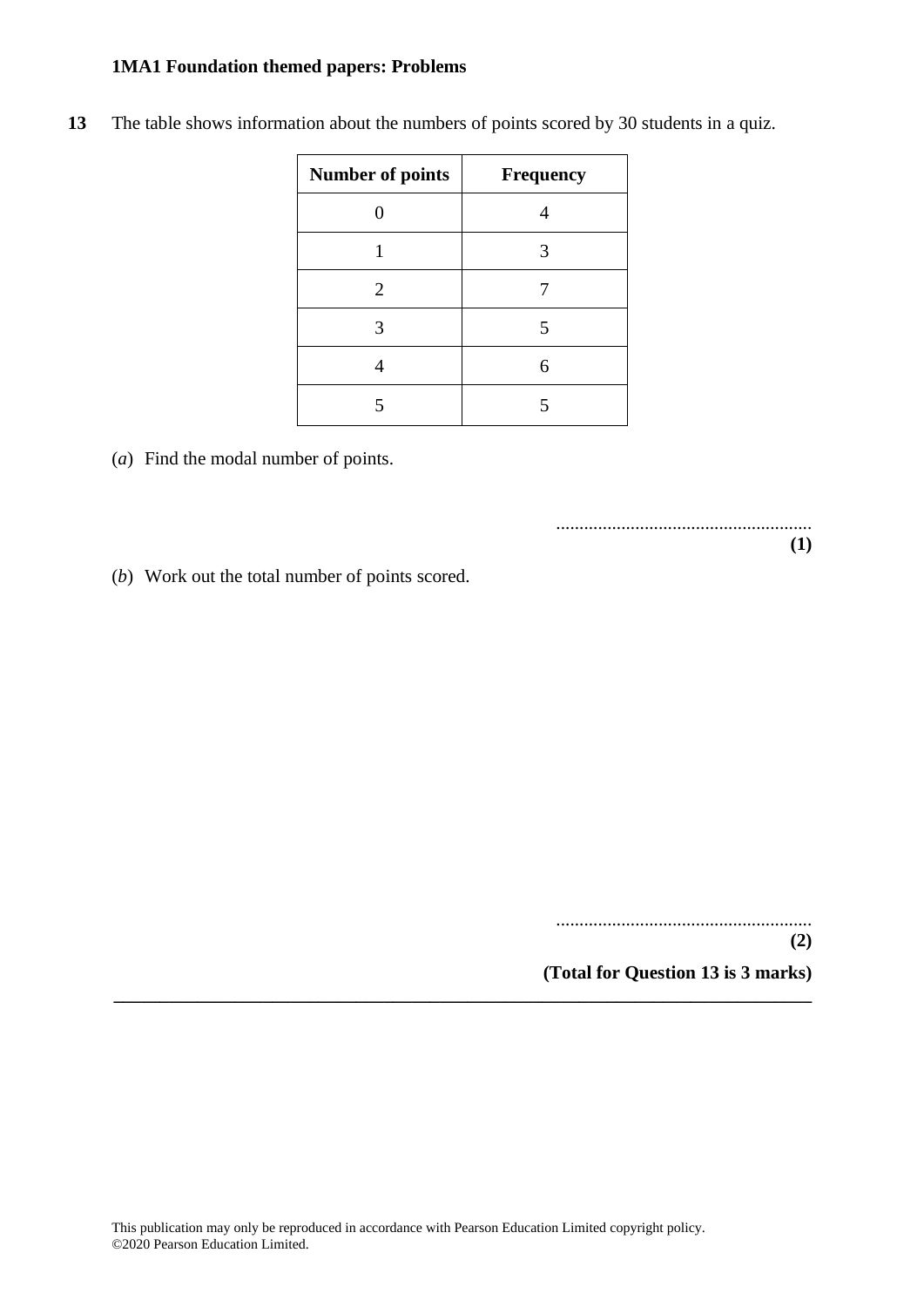**13** The table shows information about the numbers of points scored by 30 students in a quiz.

| Number of points | Frequency |
|---|---|
| 0 | 4 |
| 1 | 3 |
| 2 | 7 |
| 3 | 5 |
| 4 | 6 |
| 5 | 5 |

(*a*) Find the modal number of points.

.......................................................

**(1)**

(*b*) Work out the total number of points scored.

.......................................................

**(2)**

**(Total for Question 13 is 3 marks)**

---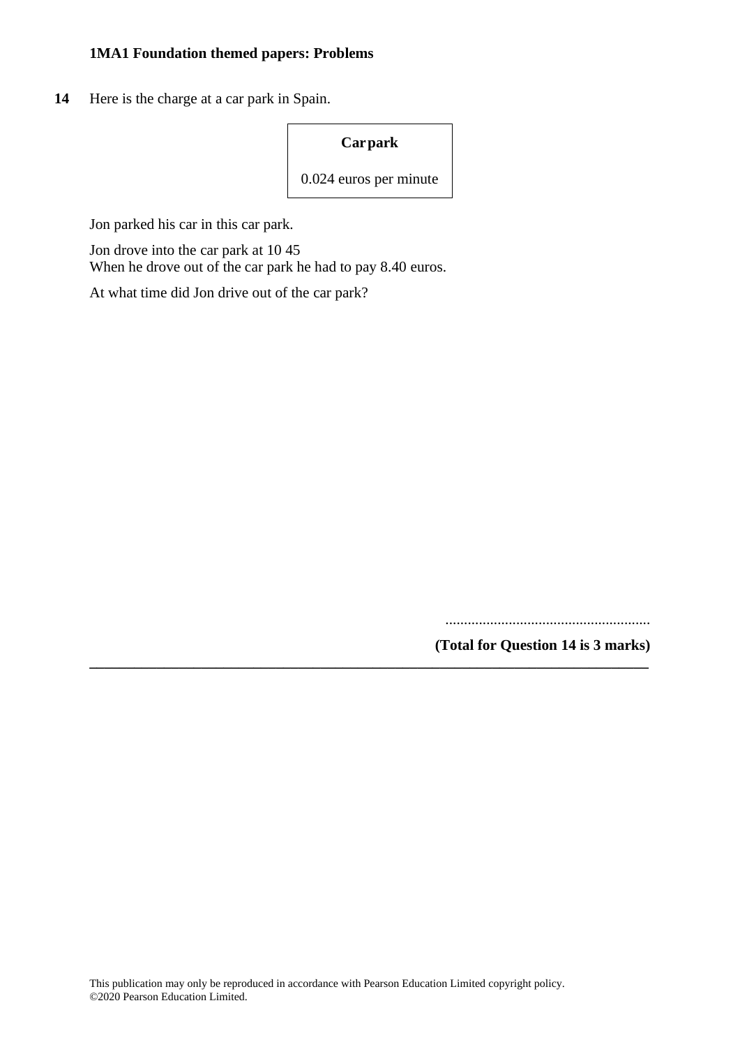**14** Here is the charge at a car park in Spain.

| **Car park** |
|---|
| 0.024 euros per minute |

Jon parked his car in this car park.

Jon drove into the car park at 10 45
When he drove out of the car park he had to pay 8.40 euros.

At what time did Jon drive out of the car park?

.......................................................

**(Total for Question 14 is 3 marks)**

---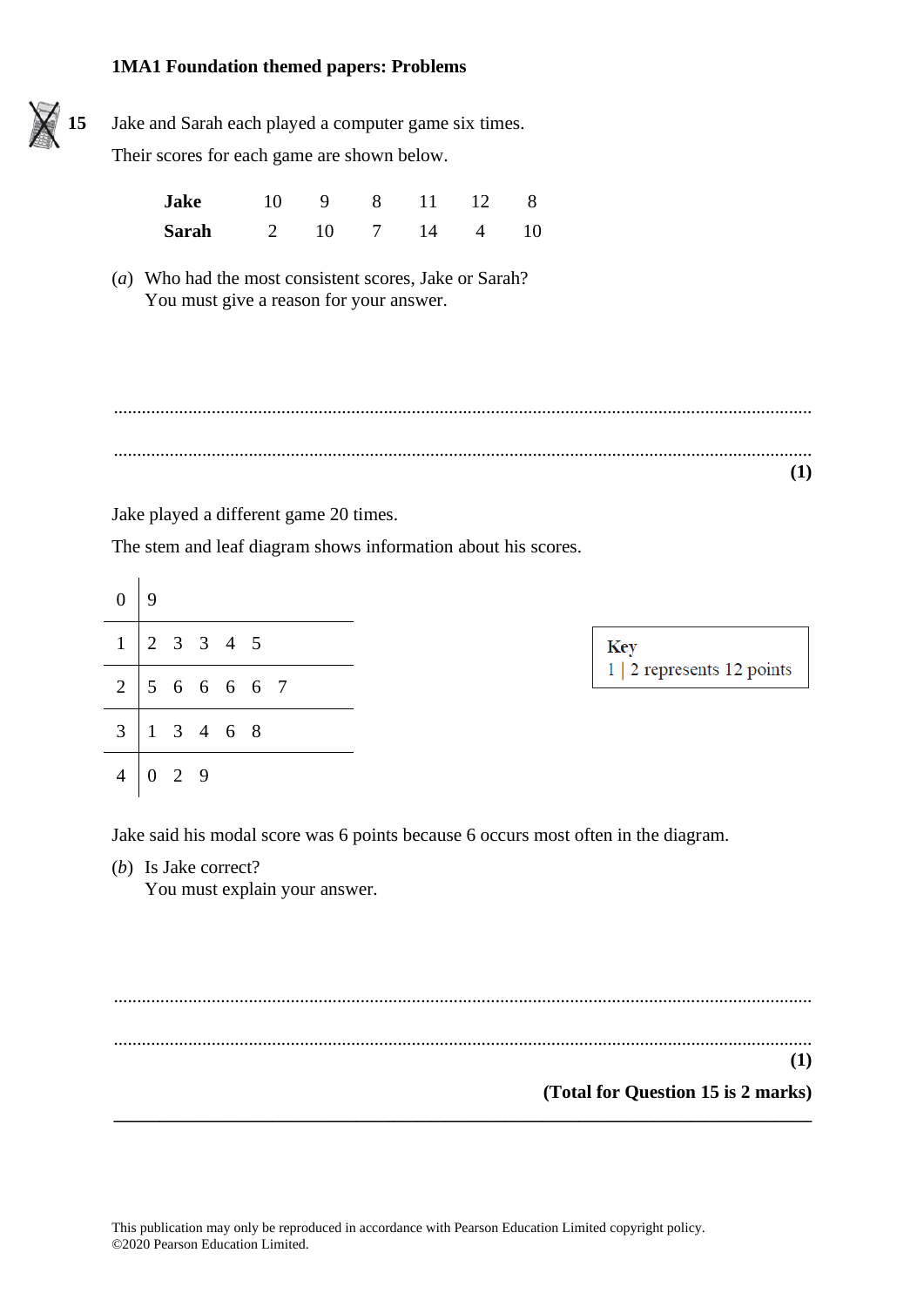**15** Jake and Sarah each played a computer game six times.

Their scores for each game are shown below.

| | | | | | | |
|---|---|---|---|---|---|---|
| **Jake** | 10 | 9 | 8 | 11 | 12 | 8 |
| **Sarah** | 2 | 10 | 7 | 14 | 4 | 10 |

(*a*) Who had the most consistent scores, Jake or Sarah?
You must give a reason for your answer.

..............................................................................................................................................

..............................................................................................................................................

**(1)**

Jake played a different game 20 times.

The stem and leaf diagram shows information about his scores.

| | |
|---|---|
| 0 | 9 |
| 1 | 2 3 3 4 5 |
| 2 | 5 6 6 6 6 7 |
| 3 | 1 3 4 6 8 |
| 4 | 0 2 9 |

**Key**
1 | 2 represents 12 points

Jake said his modal score was 6 points because 6 occurs most often in the diagram.

(*b*) Is Jake correct?
You must explain your answer.

..............................................................................................................................................

..............................................................................................................................................

**(1)**

**(Total for Question 15 is 2 marks)**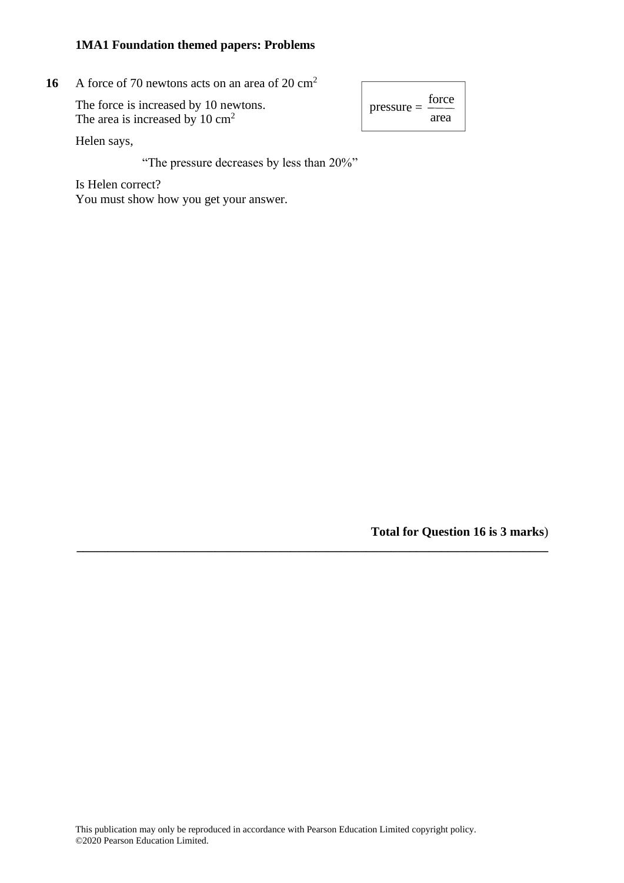**16** A force of 70 newtons acts on an area of 20 cm$^2$

The force is increased by 10 newtons.
The area is increased by 10 cm$^2$

$$\text{pressure} = \frac{\text{force}}{\text{area}}$$

Helen says,

"The pressure decreases by less than 20%"

Is Helen correct?
You must show how you get your answer.

**Total for Question 16 is 3 marks**)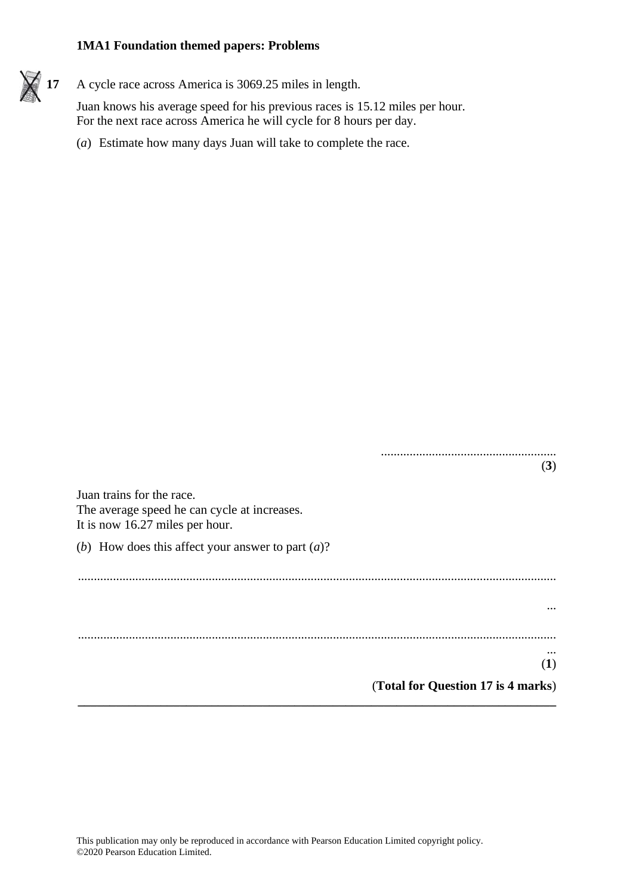**17** A cycle race across America is 3069.25 miles in length.

Juan knows his average speed for his previous races is 15.12 miles per hour.
For the next race across America he will cycle for 8 hours per day.

(*a*) Estimate how many days Juan will take to complete the race.

.......................................................
**(3)**

Juan trains for the race.
The average speed he can cycle at increases.
It is now 16.27 miles per hour.

(*b*) How does this affect your answer to part (*a*)?

..............................................................................................................................................

..............................................................................................................................................
**(1)**

**(Total for Question 17 is 4 marks)**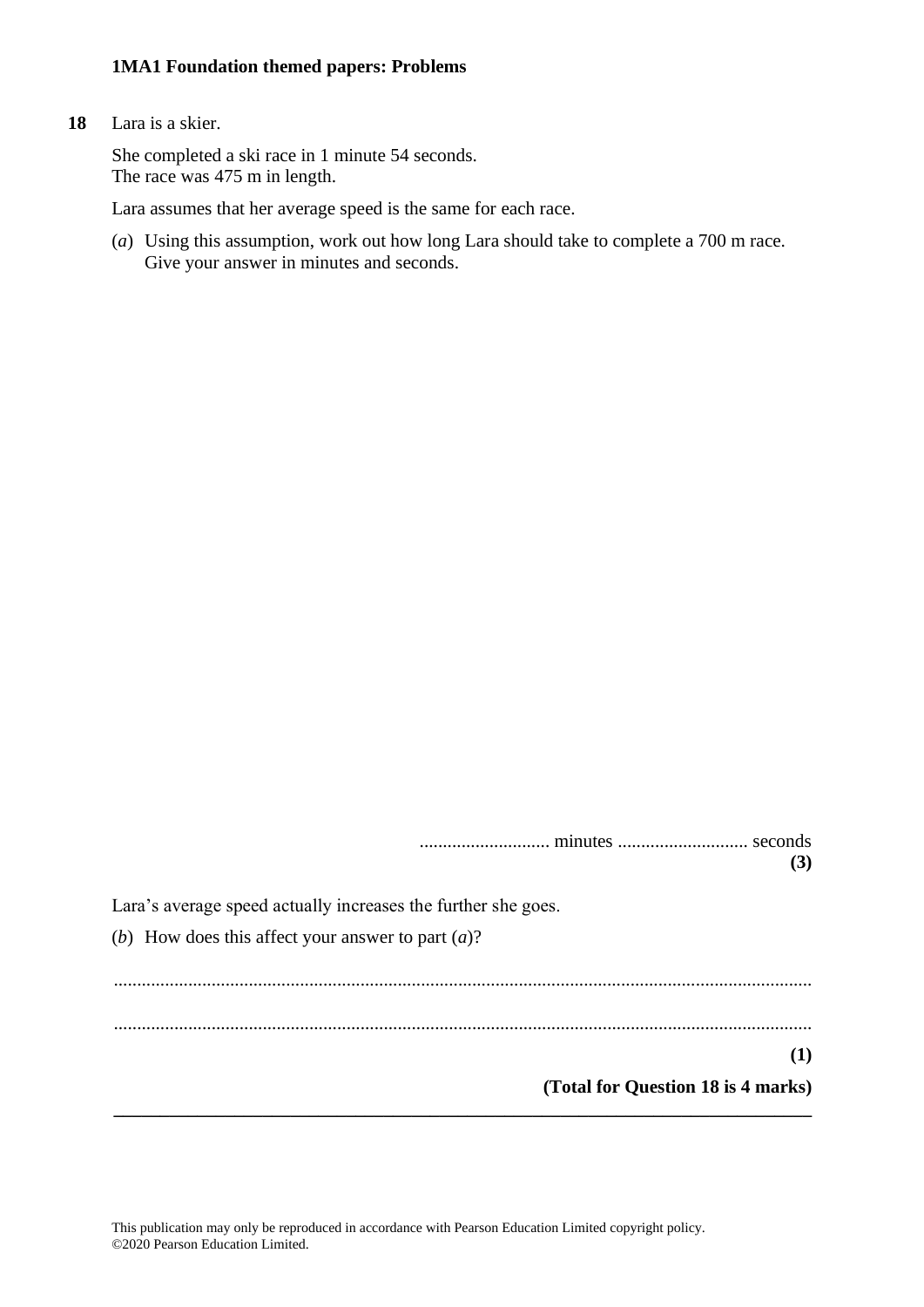**18** Lara is a skier.

She completed a ski race in 1 minute 54 seconds.
The race was 475 m in length.

Lara assumes that her average speed is the same for each race.

(*a*) Using this assumption, work out how long Lara should take to complete a 700 m race.
Give your answer in minutes and seconds.

........................... minutes ........................... seconds
**(3)**

Lara's average speed actually increases the further she goes.

(*b*) How does this affect your answer to part (*a*)?

....................................................................................................................................

....................................................................................................................................

**(1)**

**(Total for Question 18 is 4 marks)**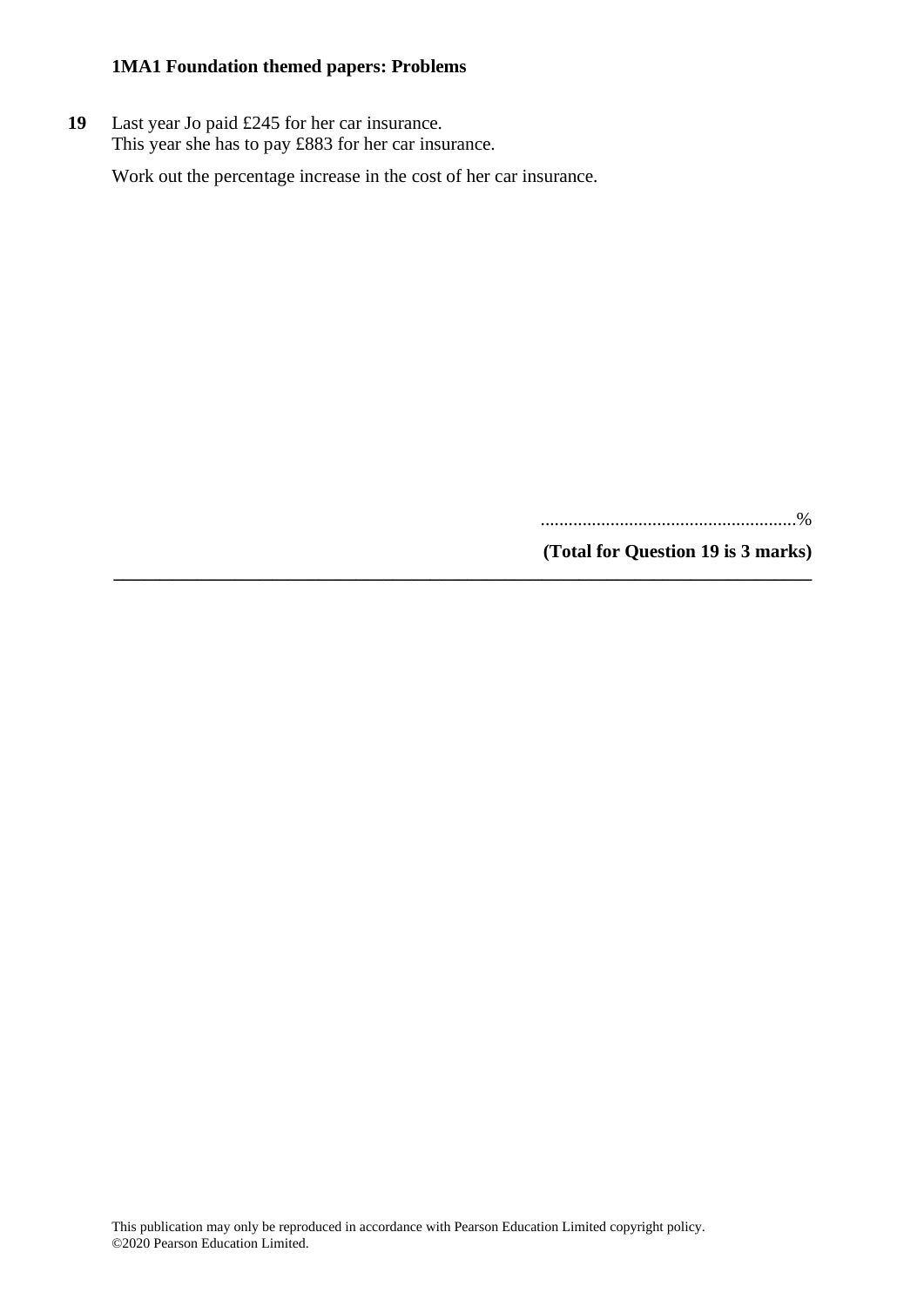**19** Last year Jo paid £245 for her car insurance.
This year she has to pay £883 for her car insurance.

Work out the percentage increase in the cost of her car insurance.

.......................................................%

**(Total for Question 19 is 3 marks)**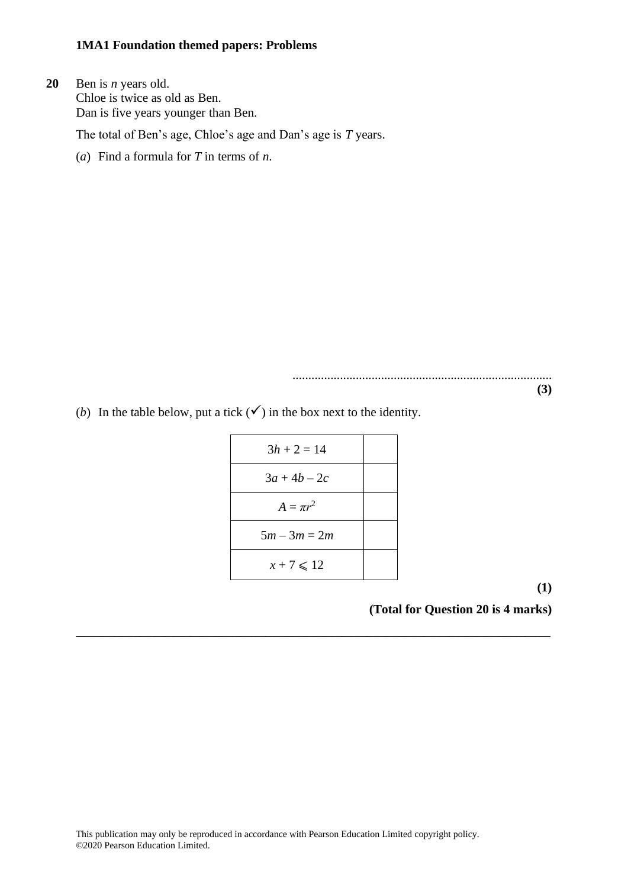**20** Ben is $n$ years old.
Chloe is twice as old as Ben.
Dan is five years younger than Ben.

The total of Ben's age, Chloe's age and Dan's age is $T$ years.

(*a*) Find a formula for $T$ in terms of $n$.

..................................................................................

**(3)**

(*b*) In the table below, put a tick (✓) in the box next to the identity.

| | |
|---|---|
| $3h + 2 = 14$ | |
| $3a + 4b - 2c$ | |
| $A = \pi r^2$ | |
| $5m - 3m = 2m$ | |
| $x + 7 \leqslant 12$ | |

**(1)**

**(Total for Question 20 is 4 marks)**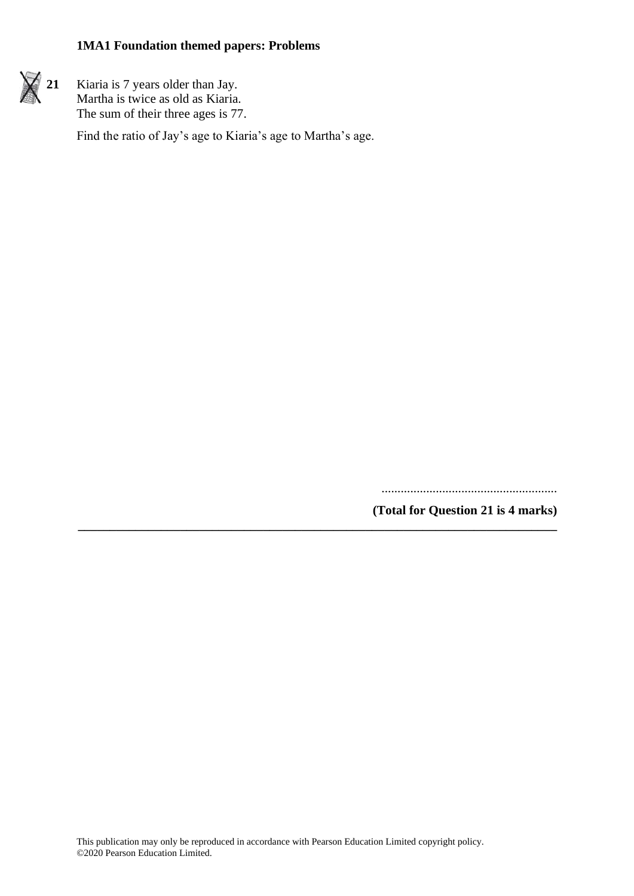**21** Kiaria is 7 years older than Jay.
Martha is twice as old as Kiaria.
The sum of their three ages is 77.

Find the ratio of Jay's age to Kiaria's age to Martha's age.

.......................................................

**(Total for Question 21 is 4 marks)**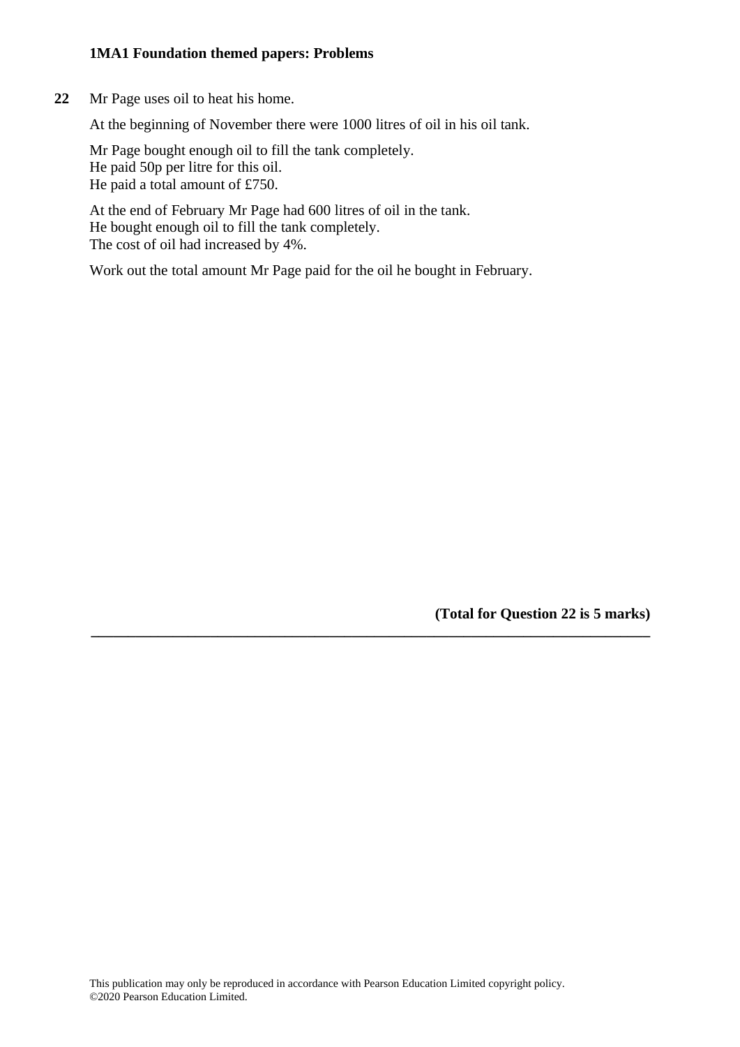**22** Mr Page uses oil to heat his home.

At the beginning of November there were 1000 litres of oil in his oil tank.

Mr Page bought enough oil to fill the tank completely.
He paid 50p per litre for this oil.
He paid a total amount of £750.

At the end of February Mr Page had 600 litres of oil in the tank.
He bought enough oil to fill the tank completely.
The cost of oil had increased by 4%.

Work out the total amount Mr Page paid for the oil he bought in February.

**(Total for Question 22 is 5 marks)**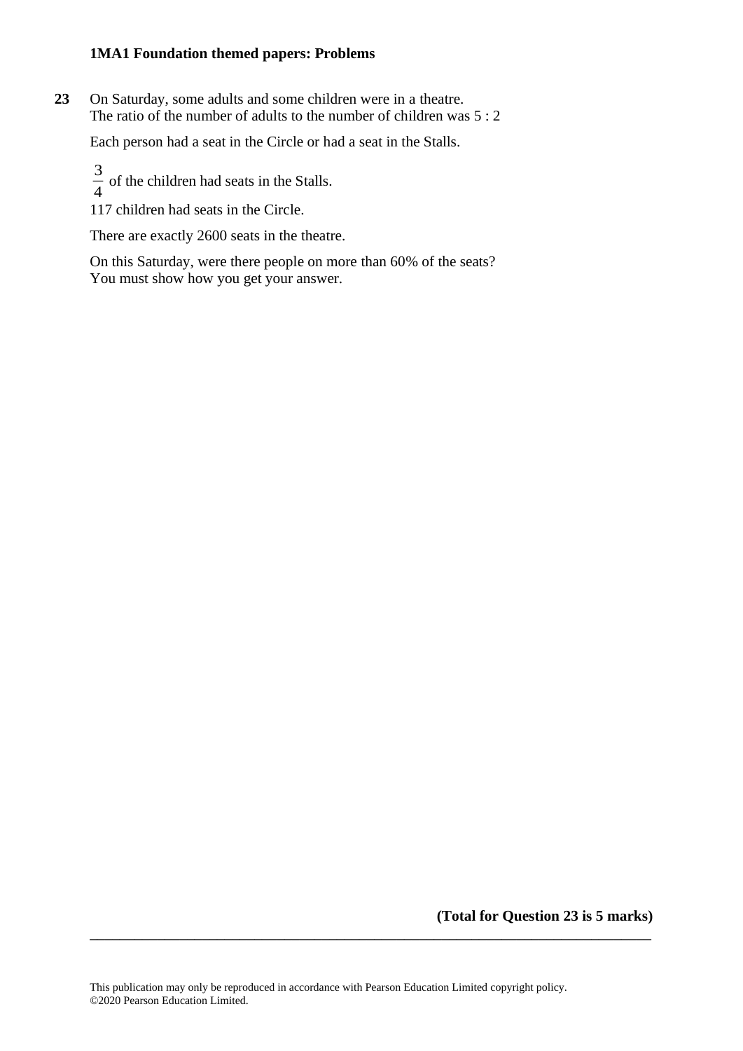**23** On Saturday, some adults and some children were in a theatre.
The ratio of the number of adults to the number of children was 5 : 2

Each person had a seat in the Circle or had a seat in the Stalls.

$\frac{3}{4}$ of the children had seats in the Stalls.

117 children had seats in the Circle.

There are exactly 2600 seats in the theatre.

On this Saturday, were there people on more than 60% of the seats?
You must show how you get your answer.

**(Total for Question 23 is 5 marks)**

---

This publication may only be reproduced in accordance with Pearson Education Limited copyright policy.
©2020 Pearson Education Limited.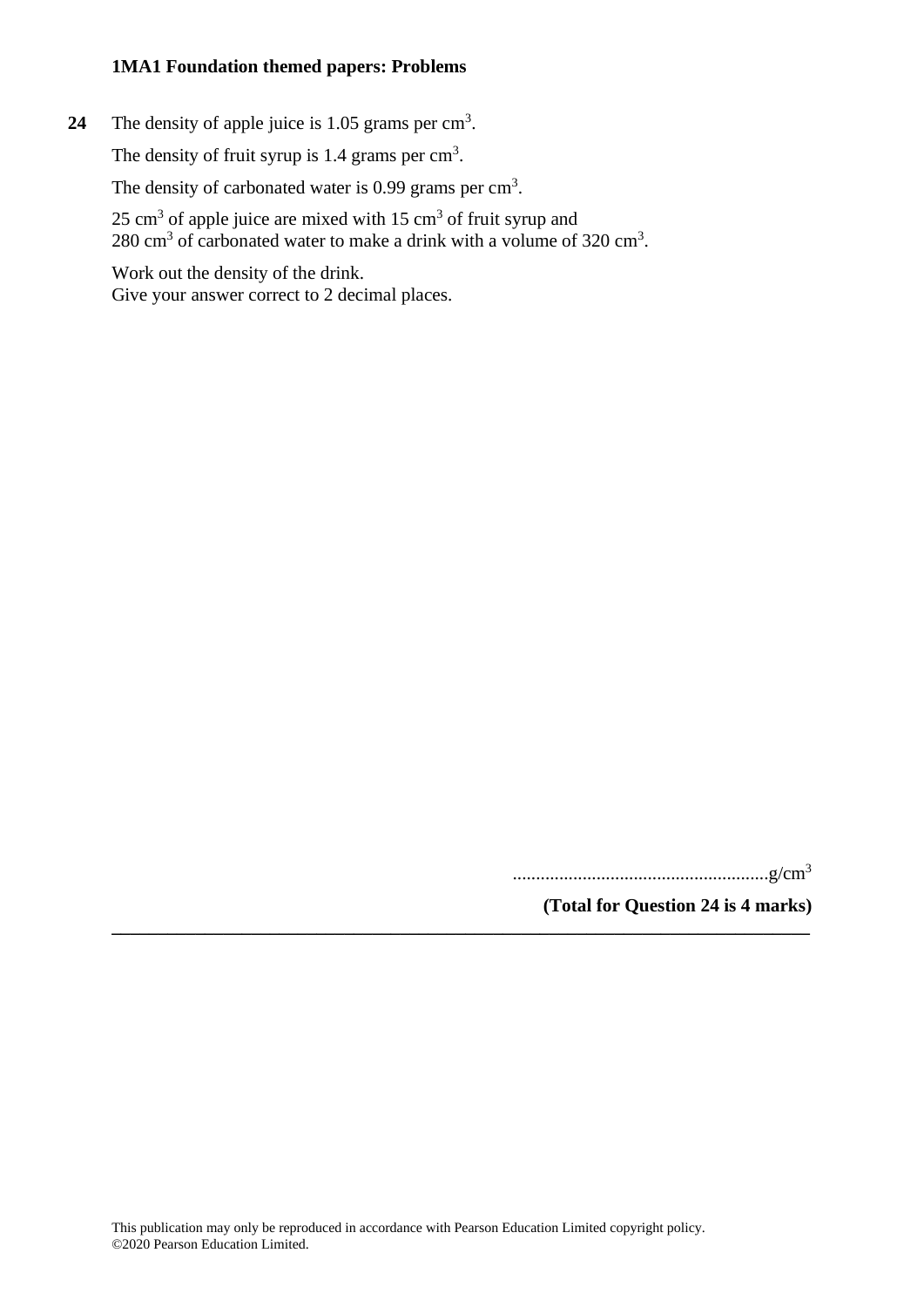**24** The density of apple juice is 1.05 grams per $cm^3$.

The density of fruit syrup is 1.4 grams per $cm^3$.

The density of carbonated water is 0.99 grams per $cm^3$.

25 $cm^3$ of apple juice are mixed with 15 $cm^3$ of fruit syrup and 280 $cm^3$ of carbonated water to make a drink with a volume of 320 $cm^3$.

Work out the density of the drink.
Give your answer correct to 2 decimal places.

.......................................................g/$cm^3$

**(Total for Question 24 is 4 marks)**

---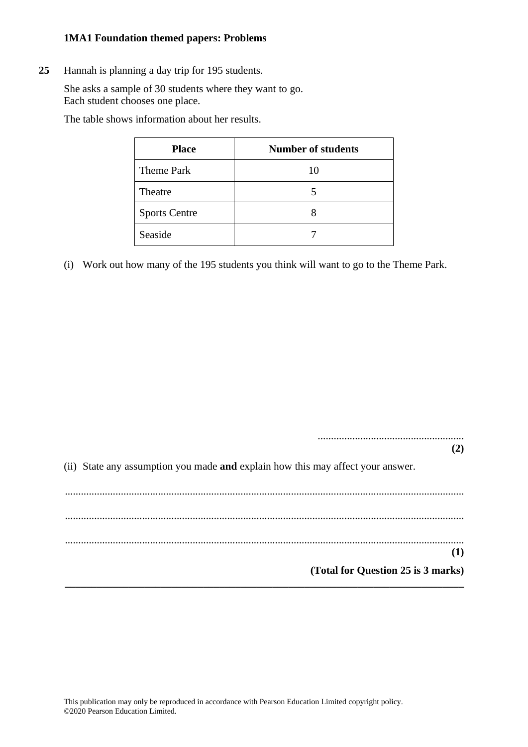**25** Hannah is planning a day trip for 195 students.

She asks a sample of 30 students where they want to go.
Each student chooses one place.

The table shows information about her results.

| Place | Number of students |
|---|---|
| Theme Park | 10 |
| Theatre | 5 |
| Sports Centre | 8 |
| Seaside | 7 |

(i) Work out how many of the 195 students you think will want to go to the Theme Park.

.......................................................
**(2)**

(ii) State any assumption you made **and** explain how this may affect your answer.

.......................................................................................................................................

.......................................................................................................................................

.......................................................................................................................................
**(1)**

**(Total for Question 25 is 3 marks)**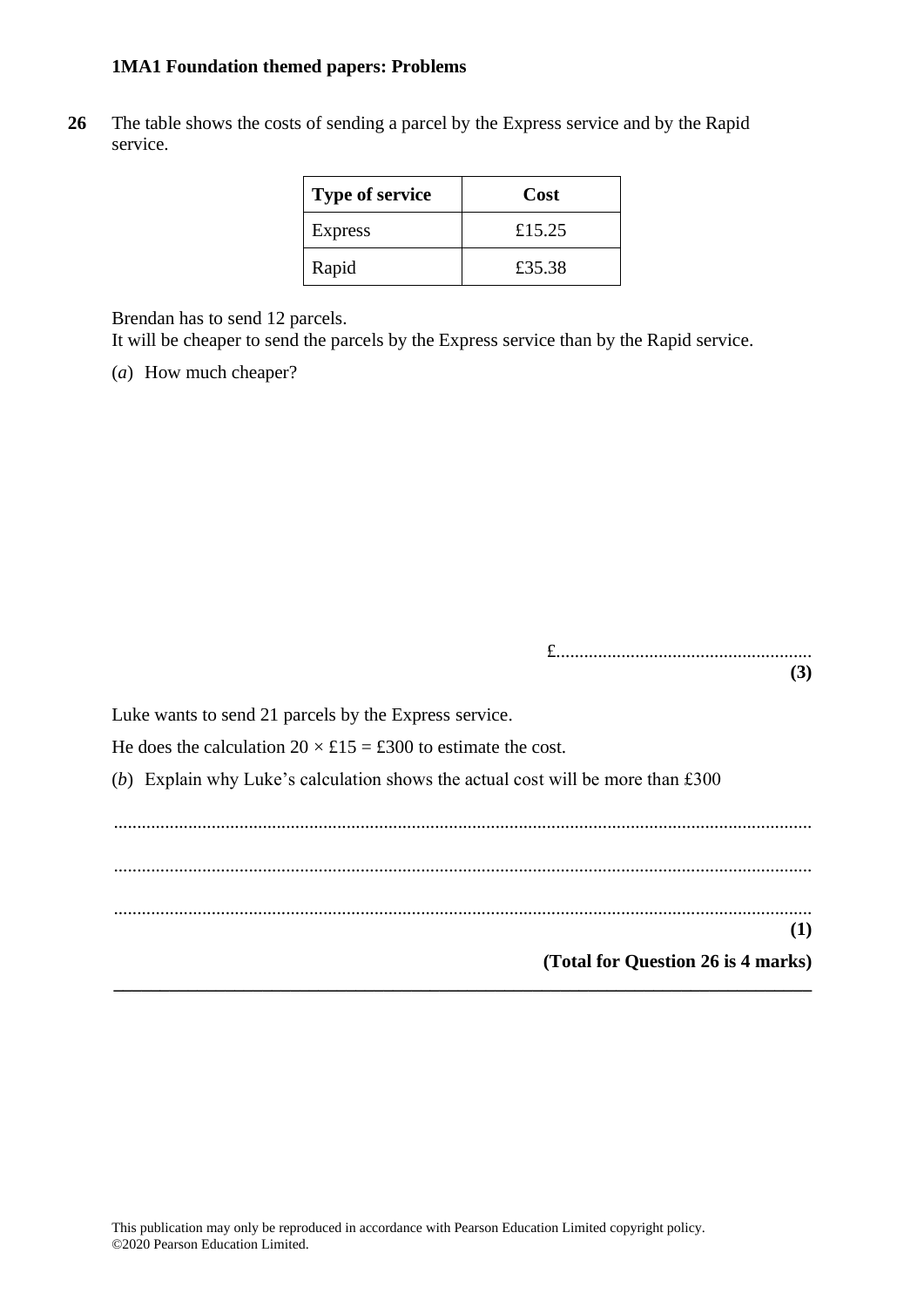**1MA1 Foundation themed papers: Problems**

**26** The table shows the costs of sending a parcel by the Express service and by the Rapid service.

| Type of service | Cost |
|---|---|
| Express | £15.25 |
| Rapid | £35.38 |

Brendan has to send 12 parcels.
It will be cheaper to send the parcels by the Express service than by the Rapid service.

(*a*) How much cheaper?

£.......................................................
**(3)**

Luke wants to send 21 parcels by the Express service.

He does the calculation $20 \times £15 = £300$ to estimate the cost.

(*b*) Explain why Luke's calculation shows the actual cost will be more than £300

......................................................................................................................................................

......................................................................................................................................................

......................................................................................................................................................
**(1)**

**(Total for Question 26 is 4 marks)**

This publication may only be reproduced in accordance with Pearson Education Limited copyright policy.
©2020 Pearson Education Limited.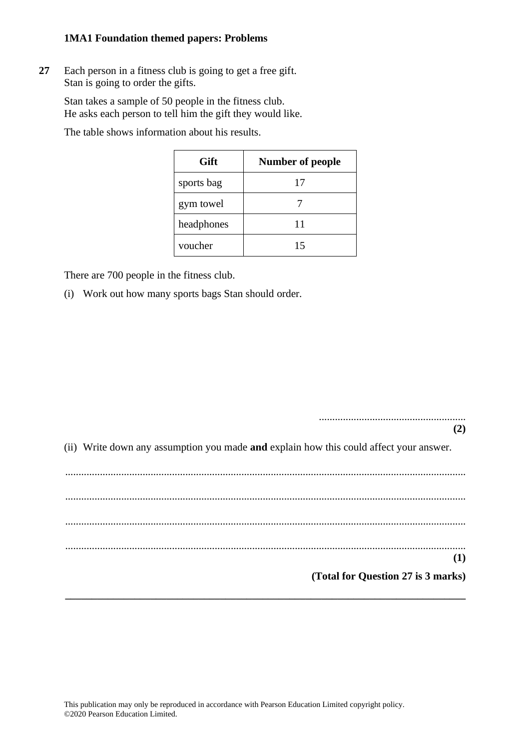**27** Each person in a fitness club is going to get a free gift.
Stan is going to order the gifts.

Stan takes a sample of 50 people in the fitness club.
He asks each person to tell him the gift they would like.

The table shows information about his results.

| Gift | Number of people |
|---|---|
| sports bag | 17 |
| gym towel | 7 |
| headphones | 11 |
| voucher | 15 |

There are 700 people in the fitness club.

(i) Work out how many sports bags Stan should order.

.......................................................
**(2)**

(ii) Write down any assumption you made **and** explain how this could affect your answer.

....................................................................................................................................................

....................................................................................................................................................

....................................................................................................................................................

....................................................................................................................................................
**(1)**

**(Total for Question 27 is 3 marks)**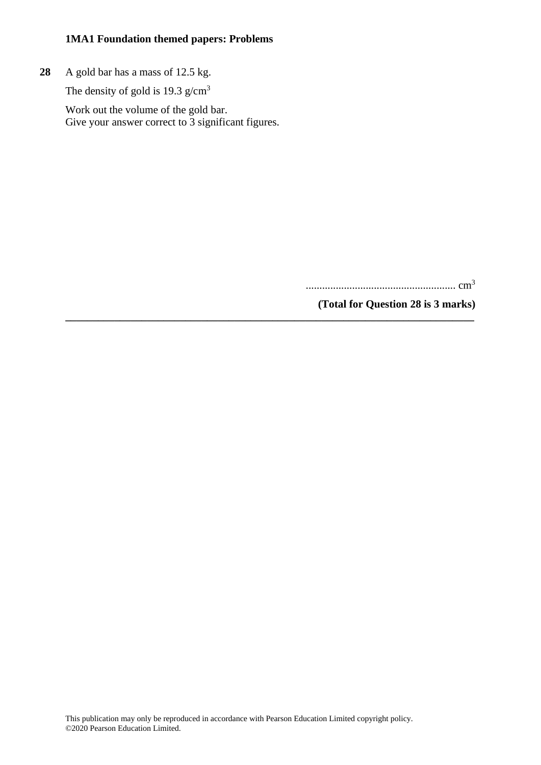**28** A gold bar has a mass of 12.5 kg.

The density of gold is 19.3 g/cm$^3$

Work out the volume of the gold bar.
Give your answer correct to 3 significant figures.

....................................................... cm$^3$

**(Total for Question 28 is 3 marks)**

---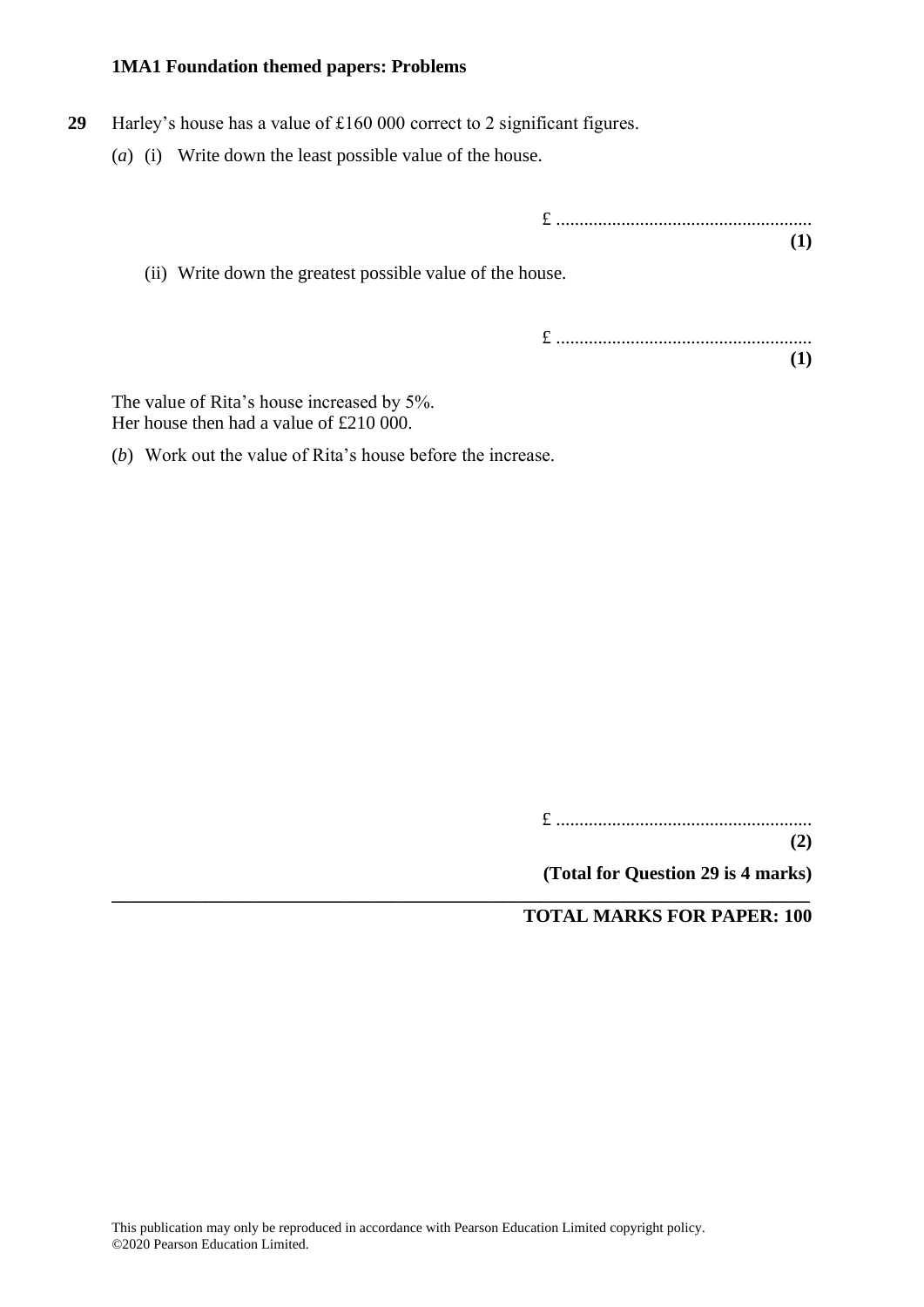**29** Harley's house has a value of £160 000 correct to 2 significant figures.

(*a*) (i) Write down the least possible value of the house.

£ .......................................................
**(1)**

(ii) Write down the greatest possible value of the house.

£ .......................................................
**(1)**

The value of Rita's house increased by 5%.
Her house then had a value of £210 000.

(*b*) Work out the value of Rita's house before the increase.

£ .......................................................
**(2)**

**(Total for Question 29 is 4 marks)**

---

**TOTAL MARKS FOR PAPER: 100**

This publication may only be reproduced in accordance with Pearson Education Limited copyright policy.
©2020 Pearson Education Limited.